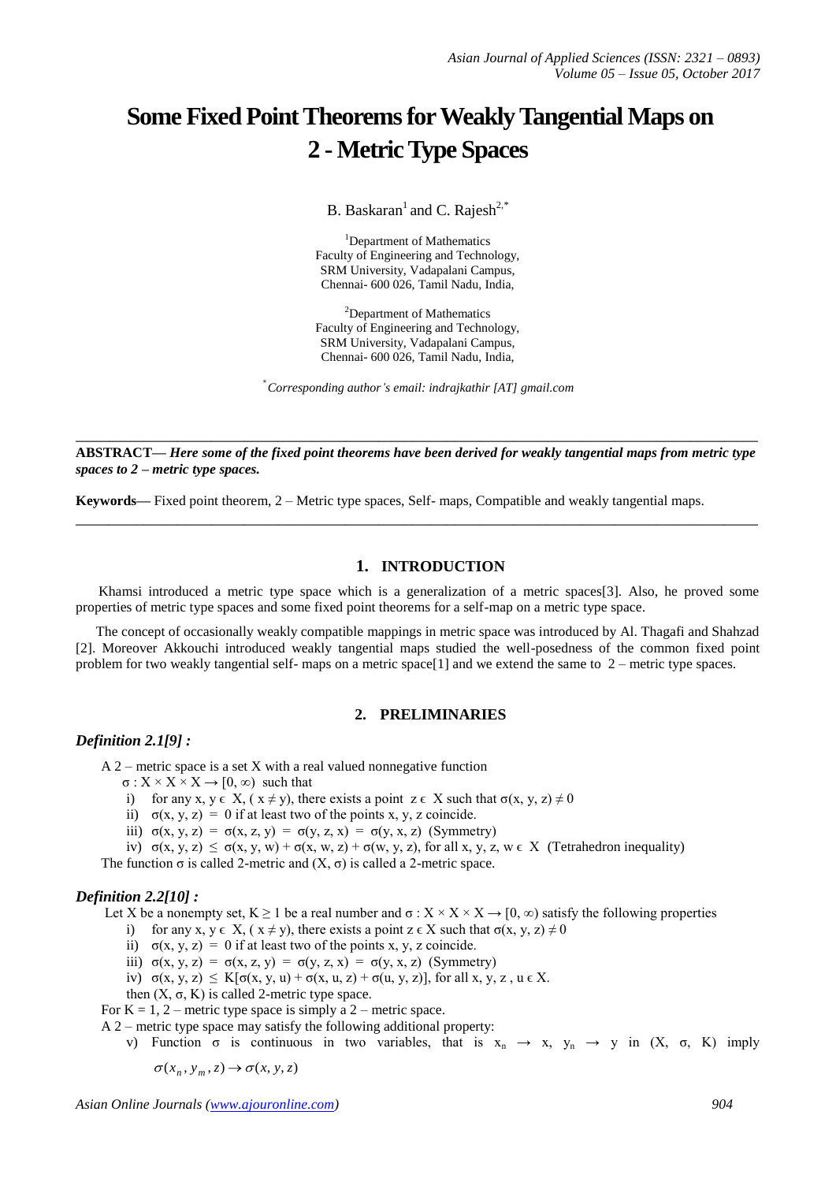# Some Fixed Point Theorems for Weakly Tangential Maps on 2 - Metric Type Spaces

B. Baskaran[1] and C. Rajesh[2,*]

[1]Department of Mathematics
Faculty of Engineering and Technology,
SRM University, Vadapalani Campus,
Chennai- 600 026, Tamil Nadu, India,

[2]Department of Mathematics
Faculty of Engineering and Technology,
SRM University, Vadapalani Campus,
Chennai- 600 026, Tamil Nadu, India,

[*]*Corresponding author's email: indrajkathir [AT] gmail.com*

---

**ABSTRACT—** ***Here some of the fixed point theorems have been derived for weakly tangential maps from metric type spaces to 2 – metric type spaces.***

**Keywords—** Fixed point theorem, 2 – Metric type spaces, Self- maps, Compatible and weakly tangential maps.

---

## 1. INTRODUCTION

Khamsi introduced a metric type space which is a generalization of a metric spaces[3]. Also, he proved some properties of metric type spaces and some fixed point theorems for a self-map on a metric type space.

The concept of occasionally weakly compatible mappings in metric space was introduced by Al. Thagafi and Shahzad [2]. Moreover Akkouchi introduced weakly tangential maps studied the well-posedness of the common fixed point problem for two weakly tangential self- maps on a metric space[1] and we extend the same to 2 – metric type spaces.

## 2. PRELIMINARIES

### *Definition 2.1[9] :*

A 2 – metric space is a set X with a real valued nonnegative function

$\sigma : X \times X \times X \rightarrow [0, \infty)$ such that

i) for any $x, y \in X$, ($x \neq y$), there exists a point $z \in X$ such that $\sigma(x, y, z) \neq 0$
ii) $\sigma(x, y, z) = 0$ if at least two of the points x, y, z coincide.
iii) $\sigma(x, y, z) = \sigma(x, z, y) = \sigma(y, z, x) = \sigma(y, x, z)$ (Symmetry)
iv) $\sigma(x, y, z) \leq \sigma(x, y, w) + \sigma(x, w, z) + \sigma(w, y, z)$, for all $x, y, z, w \in X$ (Tetrahedron inequality)

The function σ is called 2-metric and (X, σ) is called a 2-metric space.

### *Definition 2.2[10] :*

Let X be a nonempty set, $K \geq 1$ be a real number and $\sigma : X \times X \times X \rightarrow [0, \infty)$ satisfy the following properties

i) for any $x, y \in X$, ($x \neq y$), there exists a point $z \in X$ such that $\sigma(x, y, z) \neq 0$
ii) $\sigma(x, y, z) = 0$ if at least two of the points x, y, z coincide.
iii) $\sigma(x, y, z) = \sigma(x, z, y) = \sigma(y, z, x) = \sigma(y, x, z)$ (Symmetry)
iv) $\sigma(x, y, z) \leq K[\sigma(x, y, u) + \sigma(x, u, z) + \sigma(u, y, z)]$, for all $x, y, z, u \in X$.

then (X, σ, K) is called 2-metric type space.

For K = 1, 2 – metric type space is simply a 2 – metric space.

A 2 – metric type space may satisfy the following additional property:

v) Function σ is continuous in two variables, that is $x_n \rightarrow x$, $y_n \rightarrow y$ in (X, σ, K) imply $\sigma(x_n, y_m, z) \rightarrow \sigma(x, y, z)$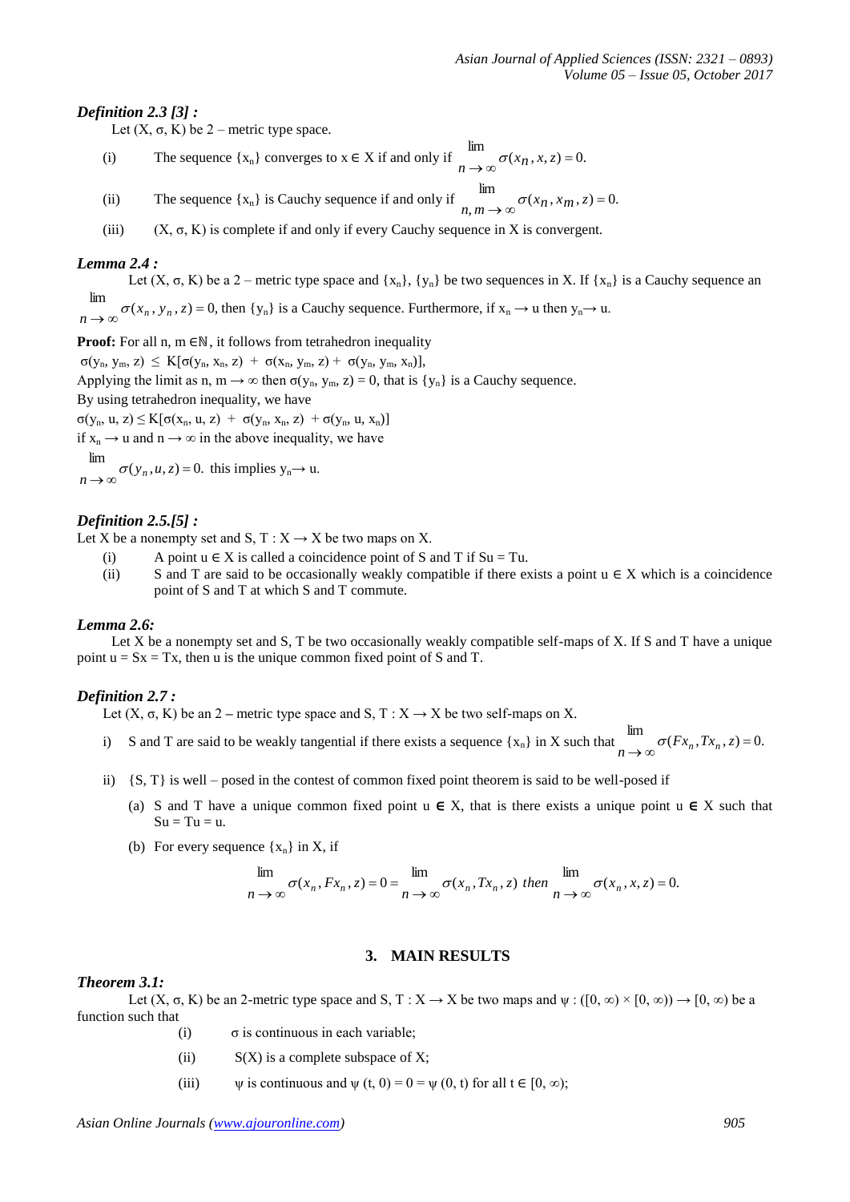***Definition 2.3 [3] :***

Let $(X, \sigma, K)$ be 2 – metric type space.

(i) The sequence $\{x_n\}$ converges to $x \in X$ if and only if $\lim_{n \to \infty} \sigma(x_n, x, z) = 0.$

(ii) The sequence $\{x_n\}$ is Cauchy sequence if and only if $\lim_{n, m \to \infty} \sigma(x_n, x_m, z) = 0.$

(iii) $(X, \sigma, K)$ is complete if and only if every Cauchy sequence in X is convergent.

***Lemma 2.4 :***

Let $(X, \sigma, K)$ be a 2 – metric type space and $\{x_n\}$, $\{y_n\}$ be two sequences in X. If $\{x_n\}$ is a Cauchy sequence an $\lim_{n \to \infty} \sigma(x_n, y_n, z) = 0$, then $\{y_n\}$ is a Cauchy sequence. Furthermore, if $x_n \to u$ then $y_n \to u$.

**Proof:** For all $n, m \in \mathbb{N}$, it follows from tetrahedron inequality

$\sigma(y_n, y_m, z) \leq K[\sigma(y_n, x_n, z) + \sigma(x_n, y_m, z) + \sigma(y_n, y_m, x_n)]$,

Applying the limit as $n, m \to \infty$ then $\sigma(y_n, y_m, z) = 0$, that is $\{y_n\}$ is a Cauchy sequence.

By using tetrahedron inequality, we have

$\sigma(y_n, u, z) \leq K[\sigma(x_n, u, z) + \sigma(y_n, x_n, z) + \sigma(y_n, u, x_n)]$

if $x_n \to u$ and $n \to \infty$ in the above inequality, we have

$\lim_{n \to \infty} \sigma(y_n, u, z) = 0.$ this implies $y_n \to u$.

***Definition 2.5.[5] :***

Let X be a nonempty set and $S, T : X \to X$ be two maps on X.

(i) A point $u \in X$ is called a coincidence point of S and T if $Su = Tu$.

(ii) S and T are said to be occasionally weakly compatible if there exists a point $u \in X$ which is a coincidence point of S and T at which S and T commute.

***Lemma 2.6:***

Let X be a nonempty set and S, T be two occasionally weakly compatible self-maps of X. If S and T have a unique point $u = Sx = Tx$, then u is the unique common fixed point of S and T.

***Definition 2.7 :***

Let $(X, \sigma, K)$ be an 2 – metric type space and $S, T : X \to X$ be two self-maps on X.

i) S and T are said to be weakly tangential if there exists a sequence $\{x_n\}$ in X such that $\lim_{n \to \infty} \sigma(Fx_n, Tx_n, z) = 0.$

ii) $\{S, T\}$ is well – posed in the contest of common fixed point theorem is said to be well-posed if

(a) S and T have a unique common fixed point $u \in X$, that is there exists a unique point $u \in X$ such that $Su = Tu = u$.

(b) For every sequence $\{x_n\}$ in X, if

$$\lim_{n \to \infty} \sigma(x_n, Fx_n, z) = 0 = \lim_{n \to \infty} \sigma(x_n, Tx_n, z) \text{ then } \lim_{n \to \infty} \sigma(x_n, x, z) = 0.$$

## 3. MAIN RESULTS

***Theorem 3.1:***

Let $(X, \sigma, K)$ be an 2-metric type space and $S, T : X \to X$ be two maps and $\psi : ([0, \infty) \times [0, \infty)) \to [0, \infty)$ be a function such that

(i) $\sigma$ is continuous in each variable;

(ii) S(X) is a complete subspace of X;

(iii) $\psi$ is continuous and $\psi(t, 0) = 0 = \psi(0, t)$ for all $t \in [0, \infty)$;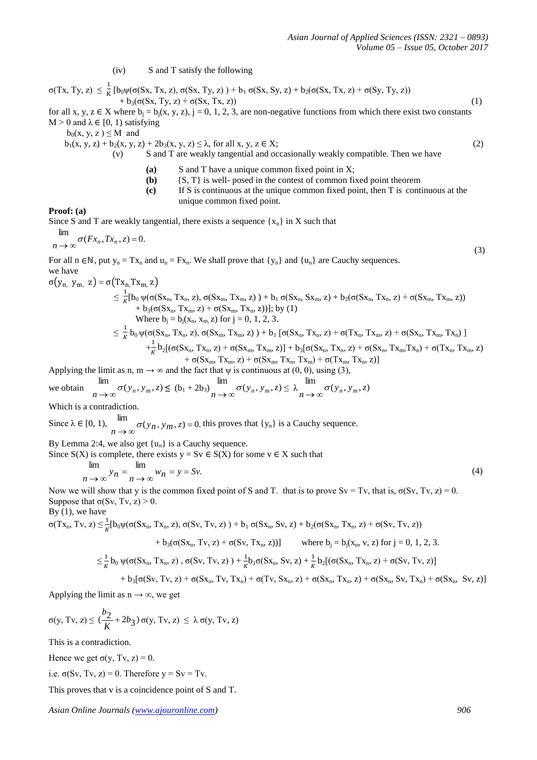(iv) S and T satisfy the following

$$\sigma(Tx, Ty, z) \leq \frac{1}{K}[b_0\psi(\sigma(Sx, Tx, z), \sigma(Sx, Ty, z)) + b_1\,\sigma(Sx, Sy, z) + b_2(\sigma(Sx, Tx, z) + \sigma(Sy, Ty, z)) + b_3(\sigma(Sx, Ty, z) + \sigma(Sx, Tx, z)) \qquad (1)$$

for all x, y, z ∈ X where $b_j = b_j(x, y, z)$, j = 0, 1, 2, 3, are non-negative functions from which there exist two constants M > 0 and λ ∈ [0, 1) satisfying

$$b_0(x, y, z) \leq M \text{ and}$$

$$b_1(x, y, z) + b_2(x, y, z) + 2b_3(x, y, z) \leq \lambda, \text{ for all } x, y, z \in X; \qquad (2)$$

(v) S and T are weakly tangential and occasionally weakly compatible. Then we have

- **(a)** S and T have a unique common fixed point in X;
- **(b)** {S, T} is well- posed in the contest of common fixed point theorem
- **(c)** If S is continuous at the unique common fixed point, then T is continuous at the unique common fixed point.

**Proof: (a)**

Since S and T are weakly tangential, there exists a sequence $\{x_n\}$ in X such that

$$\lim_{n\to\infty} \sigma(Fx_n, Tx_n, z) = 0. \qquad (3)$$

For all n ∈ℕ, put $y_n = Tx_n$ and $u_n = Fx_n$. We shall prove that $\{y_n\}$ and $\{u_n\}$ are Cauchy sequences.

we have

$$\sigma(y_n, y_m, z) = \sigma(Tx_n, Tx_m, z)$$

$$\leq \frac{1}{K}[b_0\,\psi(\sigma(Sx_n, Tx_n, z), \sigma(Sx_m, Tx_m, z)) + b_1\,\sigma(Sx_n, Sx_m, z) + b_2(\sigma(Sx_n, Tx_n, z) + \sigma(Sx_m, Tx_m, z)) + b_3(\sigma(Sx_n, Tx_m, z) + \sigma(Sx_m, Tx_n, z))]; \text{ by (1)}$$

Where $b_j = b_j(x_n, x_m, z)$ for j = 0, 1, 2, 3.

$$\leq \frac{1}{K}\, b_0\,\psi(\sigma(Sx_n, Tx_n, z), \sigma(Sx_m, Tx_m, z)) + b_1\,[\sigma(Sx_n, Tx_n, z) + \sigma(Tx_n, Tx_m, z) + \sigma(Sx_n, Tx_m, Tx_n)]$$
$$+ \frac{1}{K}\, b_2[(\sigma(Sx_n, Tx_n, z) + \sigma(Sx_m, Tx_m, z)] + b_3[\sigma(Sx_n, Tx_n, z) + \sigma(Sx_n, Tx_m, Tx_n) + \sigma(Tx_n, Tx_m, z) + \sigma(Sx_m, Tx_m, z) + \sigma(Sx_m, Tx_n, Tx_m) + \sigma(Tx_m, Tx_n, z)]$$

Applying the limit as n, m → ∞ and the fact that ψ is continuous at (0, 0), using (3),

we obtain $\lim_{n\to\infty} \sigma(y_n, y_m, z) \leq (b_1 + 2b_3) \lim_{n\to\infty} \sigma(y_n, y_m, z) \leq \lambda \lim_{n\to\infty} \sigma(y_n, y_m, z)$

Which is a contradiction.

Since λ ∈ [0, 1), $\lim_{n\to\infty} \sigma(y_n, y_m, z) = 0$. this proves that $\{y_n\}$ is a Cauchy sequence.

By Lemma 2:4, we also get $\{u_n\}$ is a Cauchy sequence.

Since S(X) is complete, there exists y = Sv ∈ S(X) for some v ∈ X such that

$$\lim_{n\to\infty} y_n = \lim_{n\to\infty} w_n = y = Sv. \qquad (4)$$

Now we will show that y is the common fixed point of S and T. that is to prove Sv = Tv, that is, σ(Sv, Tv, z) = 0.

Suppose that σ(Sv, Tv, z) > 0.

By (1), we have

$$\sigma(Tx_n, Tv, z) \leq \frac{1}{K}[b_0\psi(\sigma(Sx_n, Tx_n, z), \sigma(Sv, Tv, z)) + b_1\,\sigma(Sx_n, Sv, z) + b_2(\sigma(Sx_n, Tx_n, z) + \sigma(Sv, Tv, z))$$
$$+ b_3(\sigma(Sx_n, Tv, z) + \sigma(Sv, Tx_n, z))] \qquad \text{where } b_j = b_j(x_n, v, z) \text{ for } j = 0, 1, 2, 3.$$

$$\leq \frac{1}{K}\, b_0\,\psi(\sigma(Sx_n, Tx_n, z), \sigma(Sv, Tv, z)) + \frac{1}{K} b_1\sigma(Sx_n, Sv, z) + \frac{1}{K}\, b_2[(\sigma(Sx_n, Tx_n, z) + \sigma(Sv, Tv, z)]$$
$$+ b_3[\sigma(Sv, Tv, z) + \sigma(Sx_n, Tv, Tx_n) + \sigma(Tv, Sx_n, z) + \sigma(Sx_n, Tx_n, z) + \sigma(Sx_n, Sv, Tx_n) + \sigma(Sx_n, Sv, z)]$$

Applying the limit as n → ∞, we get

$$\sigma(y, Tv, z) \leq \left(\frac{b_2}{K} + 2b_3\right) \sigma(y, Tv, z) \leq \lambda\, \sigma(y, Tv, z)$$

This is a contradiction.

Hence we get σ(y, Tv, z) = 0.

i.e. σ(Sv, Tv, z) = 0. Therefore y = Sv = Tv.

This proves that v is a coincidence point of S and T.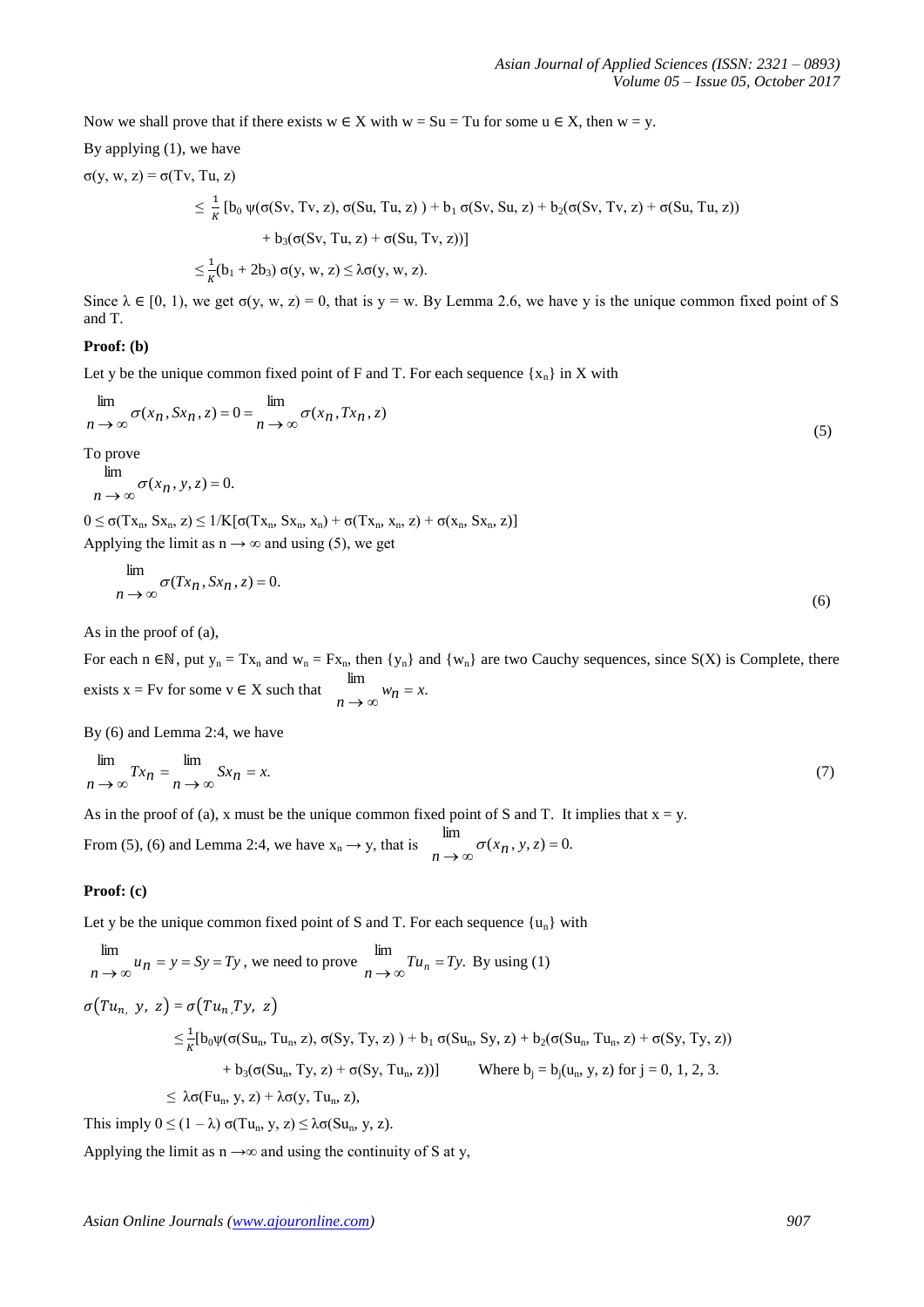Now we shall prove that if there exists $w \in X$ with $w = Su = Tu$ for some $u \in X$, then $w = y$.

By applying (1), we have

$$\sigma(y, w, z) = \sigma(Tv, Tu, z)$$

$$\leq \frac{1}{K} [b_0 \psi(\sigma(Sv, Tv, z), \sigma(Su, Tu, z)) + b_1 \sigma(Sv, Su, z) + b_2(\sigma(Sv, Tv, z) + \sigma(Su, Tu, z)) + b_3(\sigma(Sv, Tu, z) + \sigma(Su, Tv, z))]$$

$$\leq \frac{1}{K}(b_1 + 2b_3) \sigma(y, w, z) \leq \lambda\sigma(y, w, z).$$

Since $\lambda \in [0, 1)$, we get $\sigma(y, w, z) = 0$, that is $y = w$. By Lemma 2.6, we have y is the unique common fixed point of S and T.

**Proof: (b)**

Let y be the unique common fixed point of F and T. For each sequence $\{x_n\}$ in X with

$$\lim_{n \to \infty} \sigma(x_n, Sx_n, z) = 0 = \lim_{n \to \infty} \sigma(x_n, Tx_n, z) \tag{5}$$

To prove

$$\lim_{n \to \infty} \sigma(x_n, y, z) = 0.$$

$0 \leq \sigma(Tx_n, Sx_n, z) \leq 1/K[\sigma(Tx_n, Sx_n, x_n) + \sigma(Tx_n, x_n, z) + \sigma(x_n, Sx_n, z)]$

Applying the limit as $n \to \infty$ and using (5), we get

$$\lim_{n \to \infty} \sigma(Tx_n, Sx_n, z) = 0. \tag{6}$$

As in the proof of (a),

For each $n \in \mathbb{N}$, put $y_n = Tx_n$ and $w_n = Fx_n$, then $\{y_n\}$ and $\{w_n\}$ are two Cauchy sequences, since S(X) is Complete, there exists $x = Fv$ for some $v \in X$ such that $\lim_{n \to \infty} w_n = x$.

By (6) and Lemma 2:4, we have

$$\lim_{n \to \infty} Tx_n = \lim_{n \to \infty} Sx_n = x. \tag{7}$$

As in the proof of (a), x must be the unique common fixed point of S and T. It implies that $x = y$.

From (5), (6) and Lemma 2:4, we have $x_n \to y$, that is $\lim_{n \to \infty} \sigma(x_n, y, z) = 0.$

**Proof: (c)**

Let y be the unique common fixed point of S and T. For each sequence $\{u_n\}$ with

$\lim_{n \to \infty} u_n = y = Sy = Ty$, we need to prove $\lim_{n \to \infty} Tu_n = Ty$. By using (1)

$$\sigma(Tu_n, y, z) = \sigma(Tu_n, Ty, z)$$

$$\leq \frac{1}{K}[b_0\psi(\sigma(Su_n, Tu_n, z), \sigma(Sy, Ty, z)) + b_1 \sigma(Su_n, Sy, z) + b_2(\sigma(Su_n, Tu_n, z) + \sigma(Sy, Ty, z)) + b_3(\sigma(Su_n, Ty, z) + \sigma(Sy, Tu_n, z))] \qquad \text{Where } b_j = b_j(u_n, y, z) \text{ for } j = 0, 1, 2, 3.$$

$$\leq \lambda\sigma(Fu_n, y, z) + \lambda\sigma(y, Tu_n, z),$$

This imply $0 \leq (1 - \lambda) \sigma(Tu_n, y, z) \leq \lambda\sigma(Su_n, y, z)$.

Applying the limit as $n \to \infty$ and using the continuity of S at y,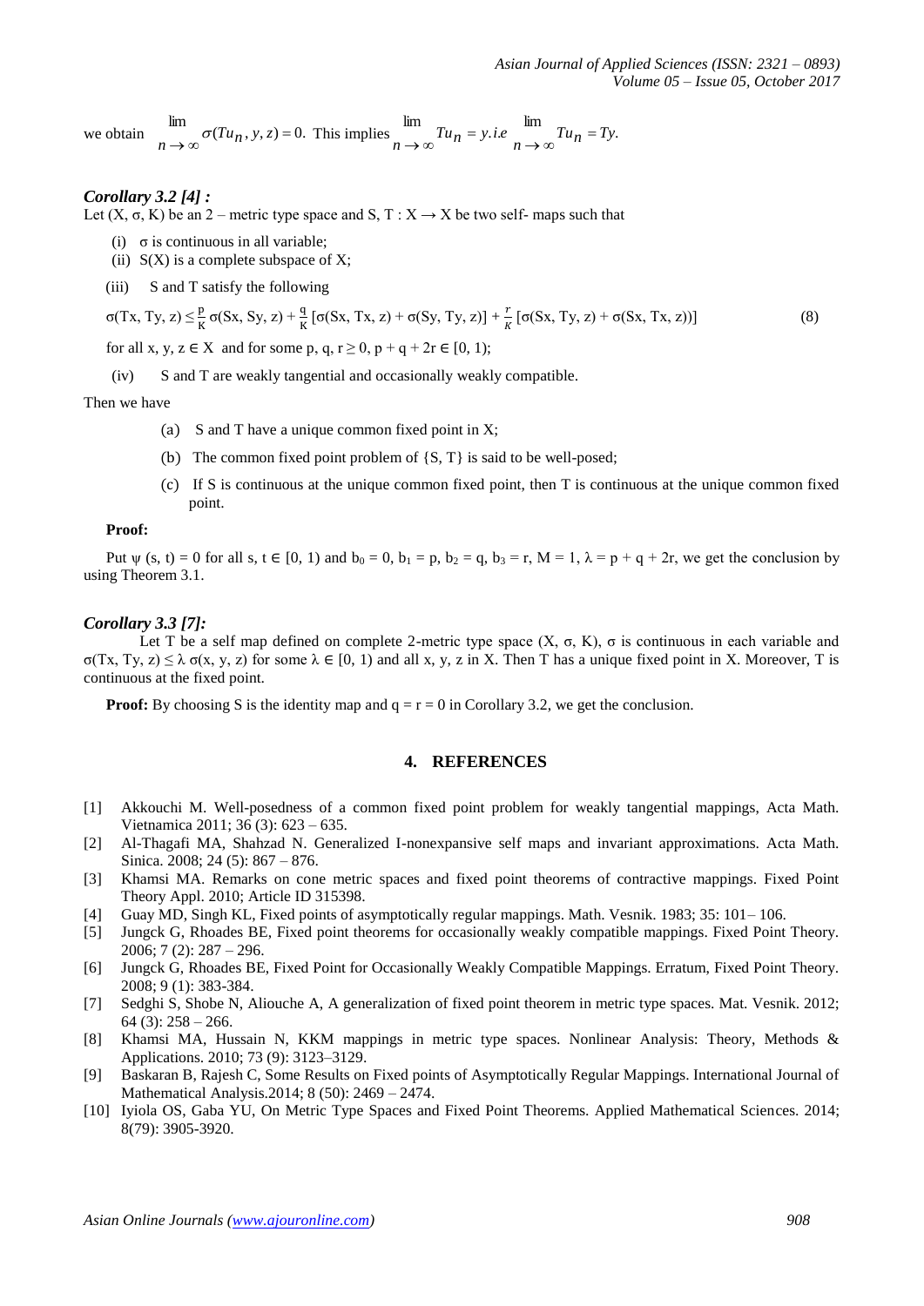we obtain $\lim_{n \to \infty} \sigma(Tu_n, y, z) = 0$. This implies $\lim_{n \to \infty} Tu_n = y$. i.e $\lim_{n \to \infty} Tu_n = Ty$.

### *Corollary 3.2 [4] :*

Let (X, σ, K) be an 2 – metric type space and S, T : X → X be two self- maps such that

(i) σ is continuous in all variable;

(ii) S(X) is a complete subspace of X;

(iii) S and T satisfy the following

$$\sigma(Tx, Ty, z) \leq \frac{p}{K}\,\sigma(Sx, Sy, z) + \frac{q}{K}\,[\sigma(Sx, Tx, z) + \sigma(Sy, Ty, z)] + \frac{r}{K}\,[\sigma(Sx, Ty, z) + \sigma(Sx, Tx, z))] \tag{8}$$

for all x, y, z ∈ X and for some p, q, r ≥ 0, p + q + 2r ∈ [0, 1);

(iv) S and T are weakly tangential and occasionally weakly compatible.

Then we have

(a) S and T have a unique common fixed point in X;

(b) The common fixed point problem of {S, T} is said to be well-posed;

(c) If S is continuous at the unique common fixed point, then T is continuous at the unique common fixed point.

**Proof:**

Put ψ (s, t) = 0 for all s, t ∈ [0, 1) and $b_0 = 0$, $b_1 = p$, $b_2 = q$, $b_3 = r$, M = 1, λ = p + q + 2r, we get the conclusion by using Theorem 3.1.

### *Corollary 3.3 [7]:*

Let T be a self map defined on complete 2-metric type space (X, σ, K), σ is continuous in each variable and σ(Tx, Ty, z) ≤ λ σ(x, y, z) for some λ ∈ [0, 1) and all x, y, z in X. Then T has a unique fixed point in X. Moreover, T is continuous at the fixed point.

**Proof:** By choosing S is the identity map and q = r = 0 in Corollary 3.2, we get the conclusion.

## 4. REFERENCES

[1] Akkouchi M. Well-posedness of a common fixed point problem for weakly tangential mappings, Acta Math. Vietnamica 2011; 36 (3): 623 – 635.

[2] Al-Thagafi MA, Shahzad N. Generalized I-nonexpansive self maps and invariant approximations. Acta Math. Sinica. 2008; 24 (5): 867 – 876.

[3] Khamsi MA. Remarks on cone metric spaces and fixed point theorems of contractive mappings. Fixed Point Theory Appl. 2010; Article ID 315398.

[4] Guay MD, Singh KL, Fixed points of asymptotically regular mappings. Math. Vesnik. 1983; 35: 101– 106.

[5] Jungck G, Rhoades BE, Fixed point theorems for occasionally weakly compatible mappings. Fixed Point Theory. 2006; 7 (2): 287 – 296.

[6] Jungck G, Rhoades BE, Fixed Point for Occasionally Weakly Compatible Mappings. Erratum, Fixed Point Theory. 2008; 9 (1): 383-384.

[7] Sedghi S, Shobe N, Aliouche A, A generalization of fixed point theorem in metric type spaces. Mat. Vesnik. 2012; 64 (3): 258 – 266.

[8] Khamsi MA, Hussain N, KKM mappings in metric type spaces. Nonlinear Analysis: Theory, Methods & Applications. 2010; 73 (9): 3123–3129.

[9] Baskaran B, Rajesh C, Some Results on Fixed points of Asymptotically Regular Mappings. International Journal of Mathematical Analysis.2014; 8 (50): 2469 – 2474.

[10] Iyiola OS, Gaba YU, On Metric Type Spaces and Fixed Point Theorems. Applied Mathematical Sciences. 2014; 8(79): 3905-3920.